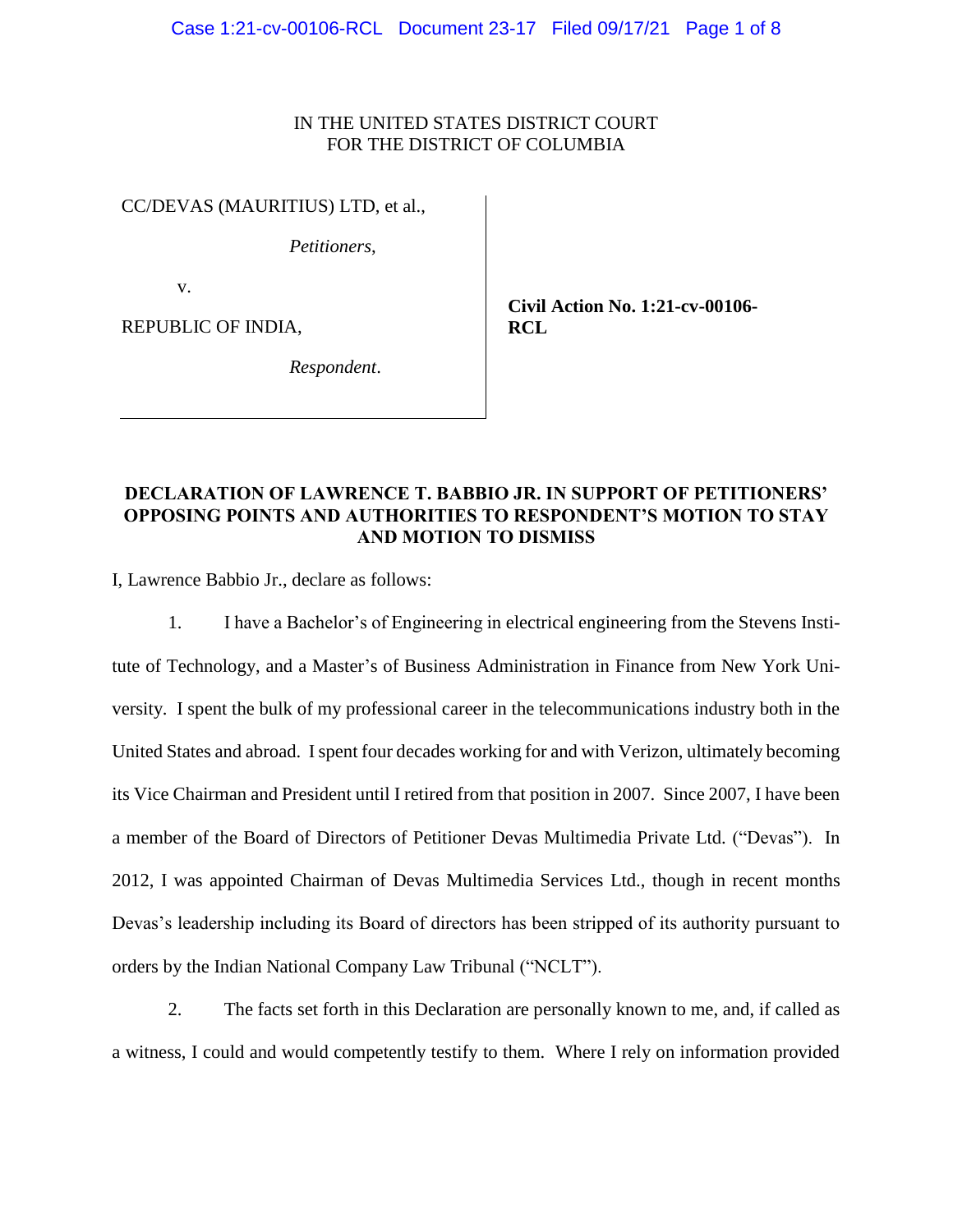IN THE UNITED STATES DISTRICT COURT
FOR THE DISTRICT OF COLUMBIA

| | |
|---|---|
| CC/DEVAS (MAURITIUS) LTD, et al.,<br><br>*Petitioners*,<br><br>v.<br><br>REPUBLIC OF INDIA,<br><br>*Respondent*. | **Civil Action No. 1:21-cv-00106-RCL** |

**DECLARATION OF LAWRENCE T. BABBIO JR. IN SUPPORT OF PETITIONERS' OPPOSING POINTS AND AUTHORITIES TO RESPONDENT'S MOTION TO STAY AND MOTION TO DISMISS**

I, Lawrence Babbio Jr., declare as follows:

1. I have a Bachelor's of Engineering in electrical engineering from the Stevens Institute of Technology, and a Master's of Business Administration in Finance from New York University. I spent the bulk of my professional career in the telecommunications industry both in the United States and abroad. I spent four decades working for and with Verizon, ultimately becoming its Vice Chairman and President until I retired from that position in 2007. Since 2007, I have been a member of the Board of Directors of Petitioner Devas Multimedia Private Ltd. ("Devas"). In 2012, I was appointed Chairman of Devas Multimedia Services Ltd., though in recent months Devas's leadership including its Board of directors has been stripped of its authority pursuant to orders by the Indian National Company Law Tribunal ("NCLT").

2. The facts set forth in this Declaration are personally known to me, and, if called as a witness, I could and would competently testify to them. Where I rely on information provided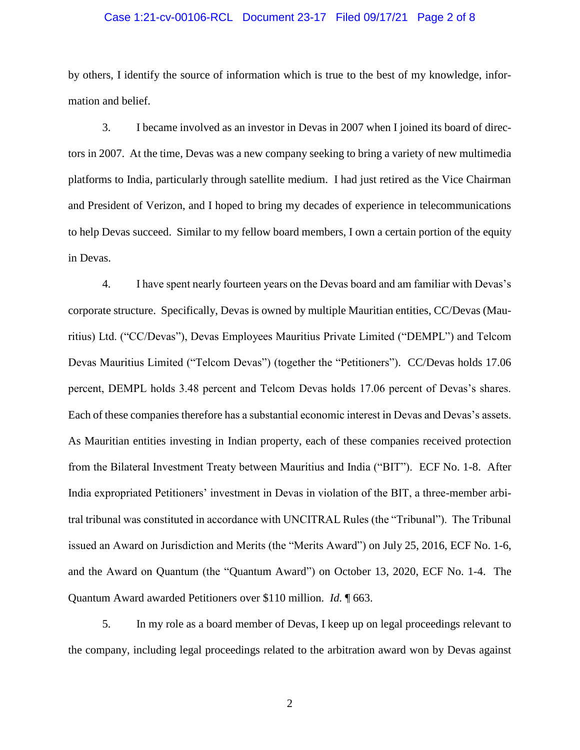by others, I identify the source of information which is true to the best of my knowledge, information and belief.

3. I became involved as an investor in Devas in 2007 when I joined its board of directors in 2007. At the time, Devas was a new company seeking to bring a variety of new multimedia platforms to India, particularly through satellite medium. I had just retired as the Vice Chairman and President of Verizon, and I hoped to bring my decades of experience in telecommunications to help Devas succeed. Similar to my fellow board members, I own a certain portion of the equity in Devas.

4. I have spent nearly fourteen years on the Devas board and am familiar with Devas's corporate structure. Specifically, Devas is owned by multiple Mauritian entities, CC/Devas (Mauritius) Ltd. ("CC/Devas"), Devas Employees Mauritius Private Limited ("DEMPL") and Telcom Devas Mauritius Limited ("Telcom Devas") (together the "Petitioners"). CC/Devas holds 17.06 percent, DEMPL holds 3.48 percent and Telcom Devas holds 17.06 percent of Devas's shares. Each of these companies therefore has a substantial economic interest in Devas and Devas's assets. As Mauritian entities investing in Indian property, each of these companies received protection from the Bilateral Investment Treaty between Mauritius and India ("BIT"). ECF No. 1-8. After India expropriated Petitioners' investment in Devas in violation of the BIT, a three-member arbitral tribunal was constituted in accordance with UNCITRAL Rules (the "Tribunal"). The Tribunal issued an Award on Jurisdiction and Merits (the "Merits Award") on July 25, 2016, ECF No. 1-6, and the Award on Quantum (the "Quantum Award") on October 13, 2020, ECF No. 1-4. The Quantum Award awarded Petitioners over $110 million. *Id.* ¶ 663.

5. In my role as a board member of Devas, I keep up on legal proceedings relevant to the company, including legal proceedings related to the arbitration award won by Devas against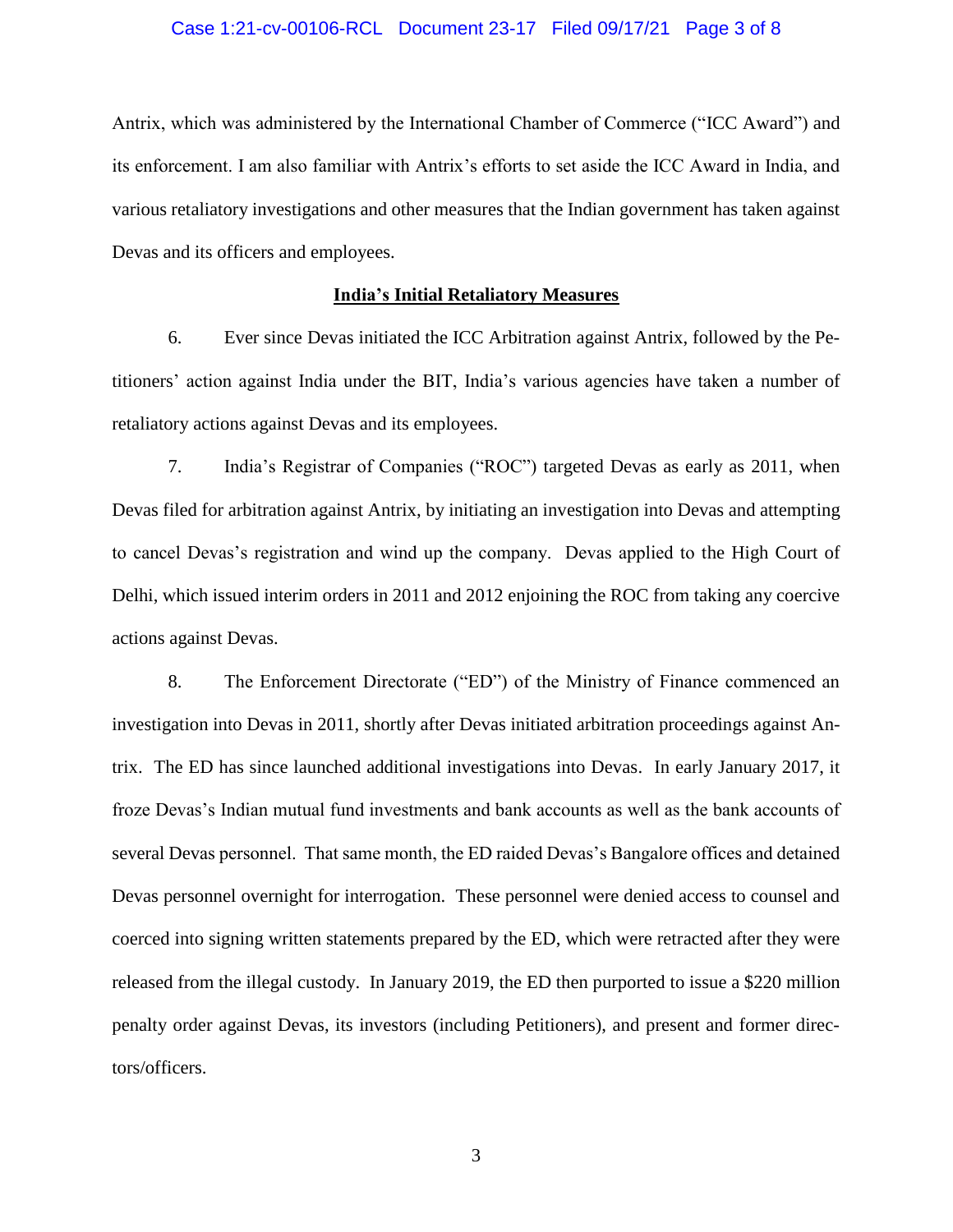Antrix, which was administered by the International Chamber of Commerce ("ICC Award") and its enforcement. I am also familiar with Antrix's efforts to set aside the ICC Award in India, and various retaliatory investigations and other measures that the Indian government has taken against Devas and its officers and employees.

**India's Initial Retaliatory Measures**

6. Ever since Devas initiated the ICC Arbitration against Antrix, followed by the Petitioners' action against India under the BIT, India's various agencies have taken a number of retaliatory actions against Devas and its employees.

7. India's Registrar of Companies ("ROC") targeted Devas as early as 2011, when Devas filed for arbitration against Antrix, by initiating an investigation into Devas and attempting to cancel Devas's registration and wind up the company. Devas applied to the High Court of Delhi, which issued interim orders in 2011 and 2012 enjoining the ROC from taking any coercive actions against Devas.

8. The Enforcement Directorate ("ED") of the Ministry of Finance commenced an investigation into Devas in 2011, shortly after Devas initiated arbitration proceedings against Antrix. The ED has since launched additional investigations into Devas. In early January 2017, it froze Devas's Indian mutual fund investments and bank accounts as well as the bank accounts of several Devas personnel. That same month, the ED raided Devas's Bangalore offices and detained Devas personnel overnight for interrogation. These personnel were denied access to counsel and coerced into signing written statements prepared by the ED, which were retracted after they were released from the illegal custody. In January 2019, the ED then purported to issue a $220 million penalty order against Devas, its investors (including Petitioners), and present and former directors/officers.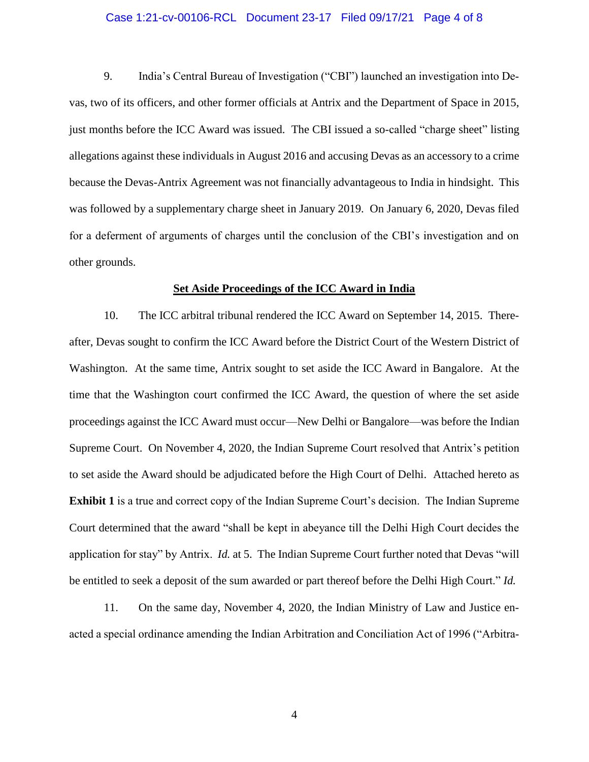9. India's Central Bureau of Investigation ("CBI") launched an investigation into Devas, two of its officers, and other former officials at Antrix and the Department of Space in 2015, just months before the ICC Award was issued. The CBI issued a so-called "charge sheet" listing allegations against these individuals in August 2016 and accusing Devas as an accessory to a crime because the Devas-Antrix Agreement was not financially advantageous to India in hindsight. This was followed by a supplementary charge sheet in January 2019. On January 6, 2020, Devas filed for a deferment of arguments of charges until the conclusion of the CBI's investigation and on other grounds.

## Set Aside Proceedings of the ICC Award in India

10. The ICC arbitral tribunal rendered the ICC Award on September 14, 2015. Thereafter, Devas sought to confirm the ICC Award before the District Court of the Western District of Washington. At the same time, Antrix sought to set aside the ICC Award in Bangalore. At the time that the Washington court confirmed the ICC Award, the question of where the set aside proceedings against the ICC Award must occur—New Delhi or Bangalore—was before the Indian Supreme Court. On November 4, 2020, the Indian Supreme Court resolved that Antrix's petition to set aside the Award should be adjudicated before the High Court of Delhi. Attached hereto as **Exhibit 1** is a true and correct copy of the Indian Supreme Court's decision. The Indian Supreme Court determined that the award "shall be kept in abeyance till the Delhi High Court decides the application for stay" by Antrix. *Id.* at 5. The Indian Supreme Court further noted that Devas "will be entitled to seek a deposit of the sum awarded or part thereof before the Delhi High Court." *Id.*

11. On the same day, November 4, 2020, the Indian Ministry of Law and Justice enacted a special ordinance amending the Indian Arbitration and Conciliation Act of 1996 ("Arbitra-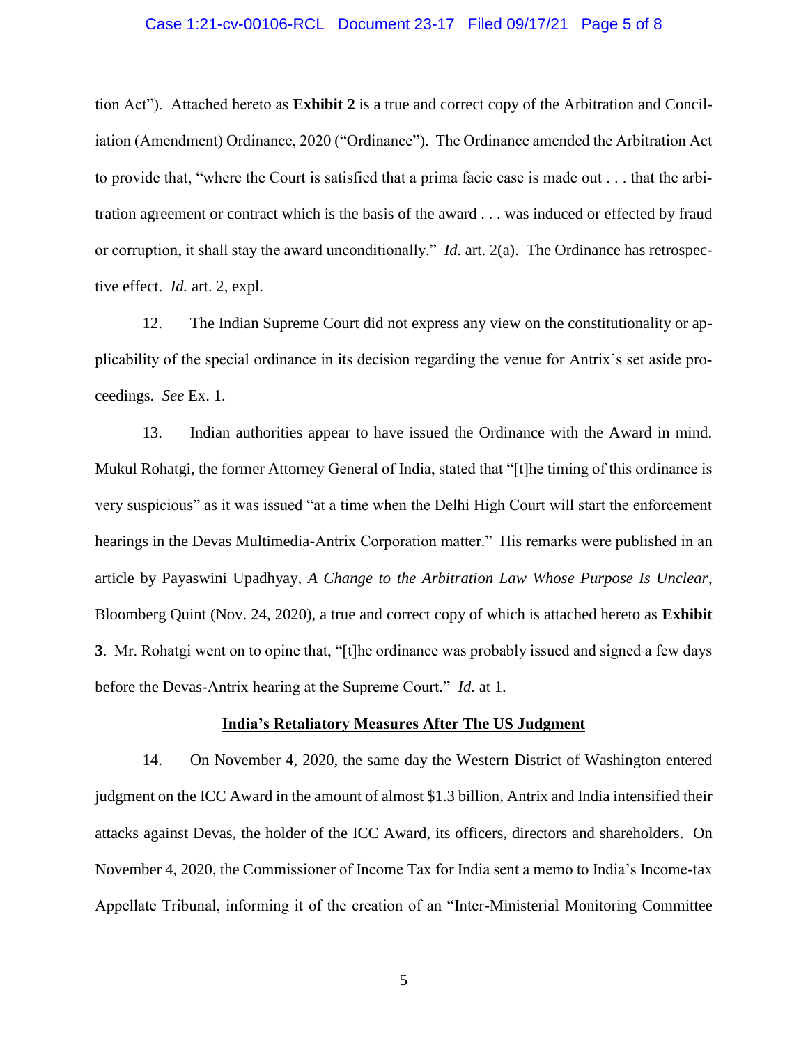tion Act"). Attached hereto as **Exhibit 2** is a true and correct copy of the Arbitration and Conciliation (Amendment) Ordinance, 2020 ("Ordinance"). The Ordinance amended the Arbitration Act to provide that, "where the Court is satisfied that a prima facie case is made out . . . that the arbitration agreement or contract which is the basis of the award . . . was induced or effected by fraud or corruption, it shall stay the award unconditionally." *Id.* art. 2(a). The Ordinance has retrospective effect. *Id.* art. 2, expl.

12. The Indian Supreme Court did not express any view on the constitutionality or applicability of the special ordinance in its decision regarding the venue for Antrix's set aside proceedings. *See* Ex. 1.

13. Indian authorities appear to have issued the Ordinance with the Award in mind. Mukul Rohatgi, the former Attorney General of India, stated that "[t]he timing of this ordinance is very suspicious" as it was issued "at a time when the Delhi High Court will start the enforcement hearings in the Devas Multimedia-Antrix Corporation matter." His remarks were published in an article by Payaswini Upadhyay, *A Change to the Arbitration Law Whose Purpose Is Unclear*, Bloomberg Quint (Nov. 24, 2020), a true and correct copy of which is attached hereto as **Exhibit 3**. Mr. Rohatgi went on to opine that, "[t]he ordinance was probably issued and signed a few days before the Devas-Antrix hearing at the Supreme Court." *Id.* at 1.

## India's Retaliatory Measures After The US Judgment

14. On November 4, 2020, the same day the Western District of Washington entered judgment on the ICC Award in the amount of almost $1.3 billion, Antrix and India intensified their attacks against Devas, the holder of the ICC Award, its officers, directors and shareholders. On November 4, 2020, the Commissioner of Income Tax for India sent a memo to India's Income-tax Appellate Tribunal, informing it of the creation of an "Inter-Ministerial Monitoring Committee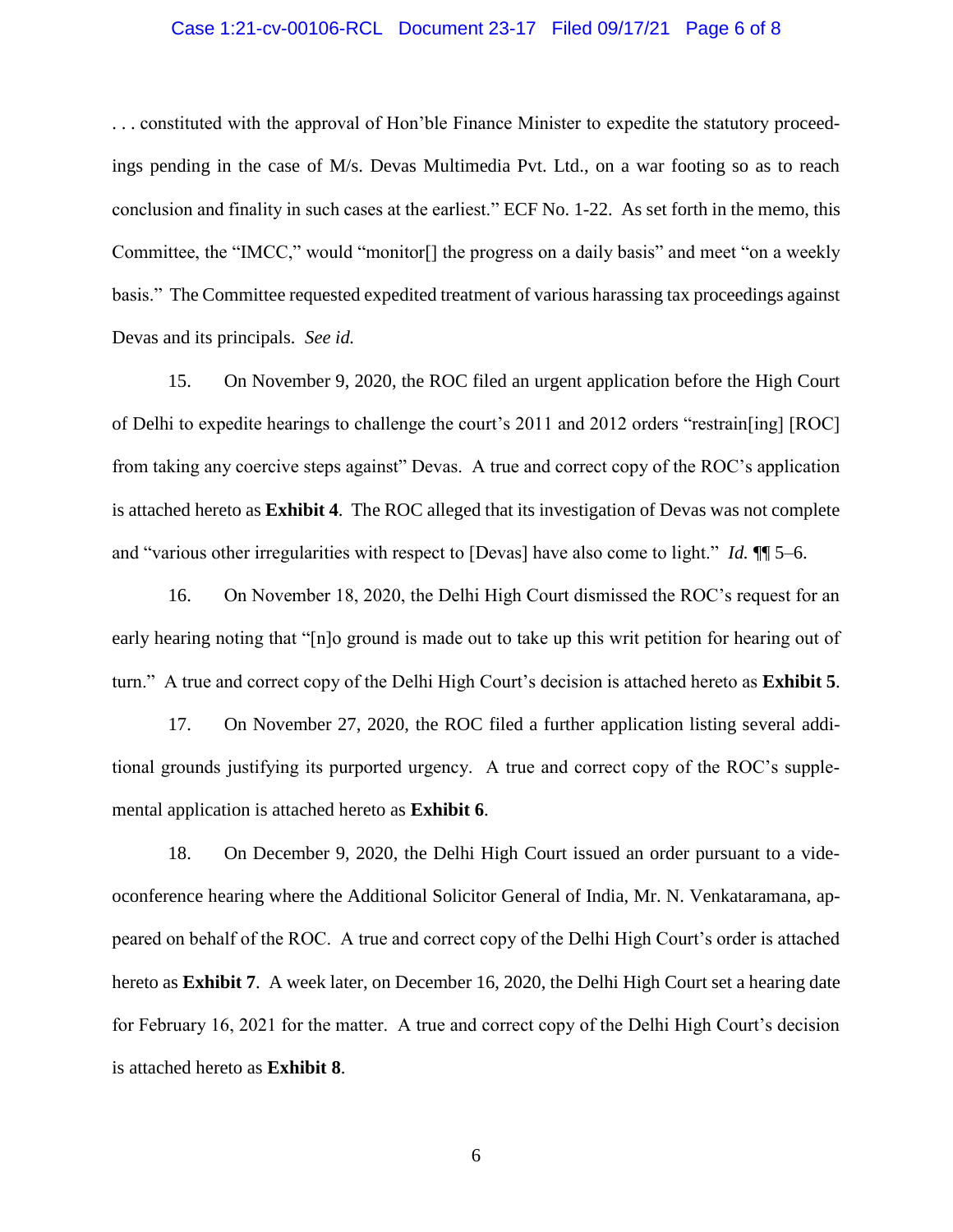. . . constituted with the approval of Hon'ble Finance Minister to expedite the statutory proceedings pending in the case of M/s. Devas Multimedia Pvt. Ltd., on a war footing so as to reach conclusion and finality in such cases at the earliest." ECF No. 1-22. As set forth in the memo, this Committee, the "IMCC," would "monitor[] the progress on a daily basis" and meet "on a weekly basis." The Committee requested expedited treatment of various harassing tax proceedings against Devas and its principals. *See id.*

15. On November 9, 2020, the ROC filed an urgent application before the High Court of Delhi to expedite hearings to challenge the court's 2011 and 2012 orders "restrain[ing] [ROC] from taking any coercive steps against" Devas. A true and correct copy of the ROC's application is attached hereto as **Exhibit 4**. The ROC alleged that its investigation of Devas was not complete and "various other irregularities with respect to [Devas] have also come to light." *Id.* ¶¶ 5–6.

16. On November 18, 2020, the Delhi High Court dismissed the ROC's request for an early hearing noting that "[n]o ground is made out to take up this writ petition for hearing out of turn." A true and correct copy of the Delhi High Court's decision is attached hereto as **Exhibit 5**.

17. On November 27, 2020, the ROC filed a further application listing several additional grounds justifying its purported urgency. A true and correct copy of the ROC's supplemental application is attached hereto as **Exhibit 6**.

18. On December 9, 2020, the Delhi High Court issued an order pursuant to a videoconference hearing where the Additional Solicitor General of India, Mr. N. Venkataramana, appeared on behalf of the ROC. A true and correct copy of the Delhi High Court's order is attached hereto as **Exhibit 7**. A week later, on December 16, 2020, the Delhi High Court set a hearing date for February 16, 2021 for the matter. A true and correct copy of the Delhi High Court's decision is attached hereto as **Exhibit 8**.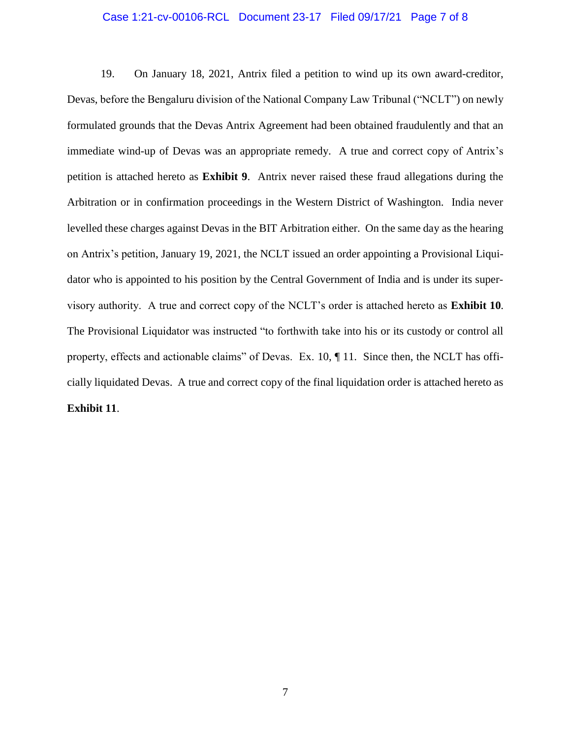19. On January 18, 2021, Antrix filed a petition to wind up its own award-creditor, Devas, before the Bengaluru division of the National Company Law Tribunal ("NCLT") on newly formulated grounds that the Devas Antrix Agreement had been obtained fraudulently and that an immediate wind-up of Devas was an appropriate remedy. A true and correct copy of Antrix's petition is attached hereto as **Exhibit 9**. Antrix never raised these fraud allegations during the Arbitration or in confirmation proceedings in the Western District of Washington. India never levelled these charges against Devas in the BIT Arbitration either. On the same day as the hearing on Antrix's petition, January 19, 2021, the NCLT issued an order appointing a Provisional Liquidator who is appointed to his position by the Central Government of India and is under its supervisory authority. A true and correct copy of the NCLT's order is attached hereto as **Exhibit 10**. The Provisional Liquidator was instructed "to forthwith take into his or its custody or control all property, effects and actionable claims" of Devas. Ex. 10, ¶ 11. Since then, the NCLT has officially liquidated Devas. A true and correct copy of the final liquidation order is attached hereto as **Exhibit 11**.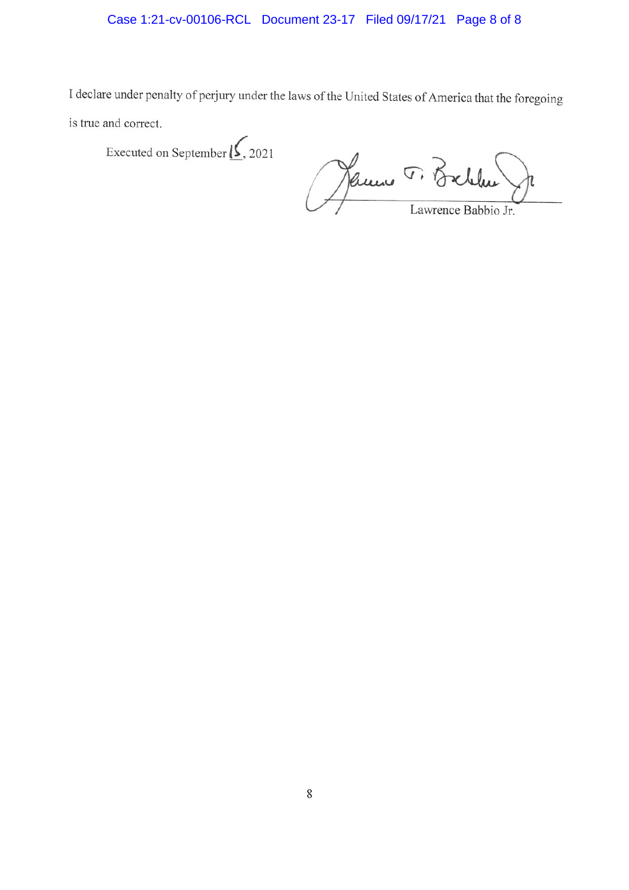I declare under penalty of perjury under the laws of the United States of America that the foregoing is true and correct.

Executed on September 15, 2021

Lawrence Babbio Jr.